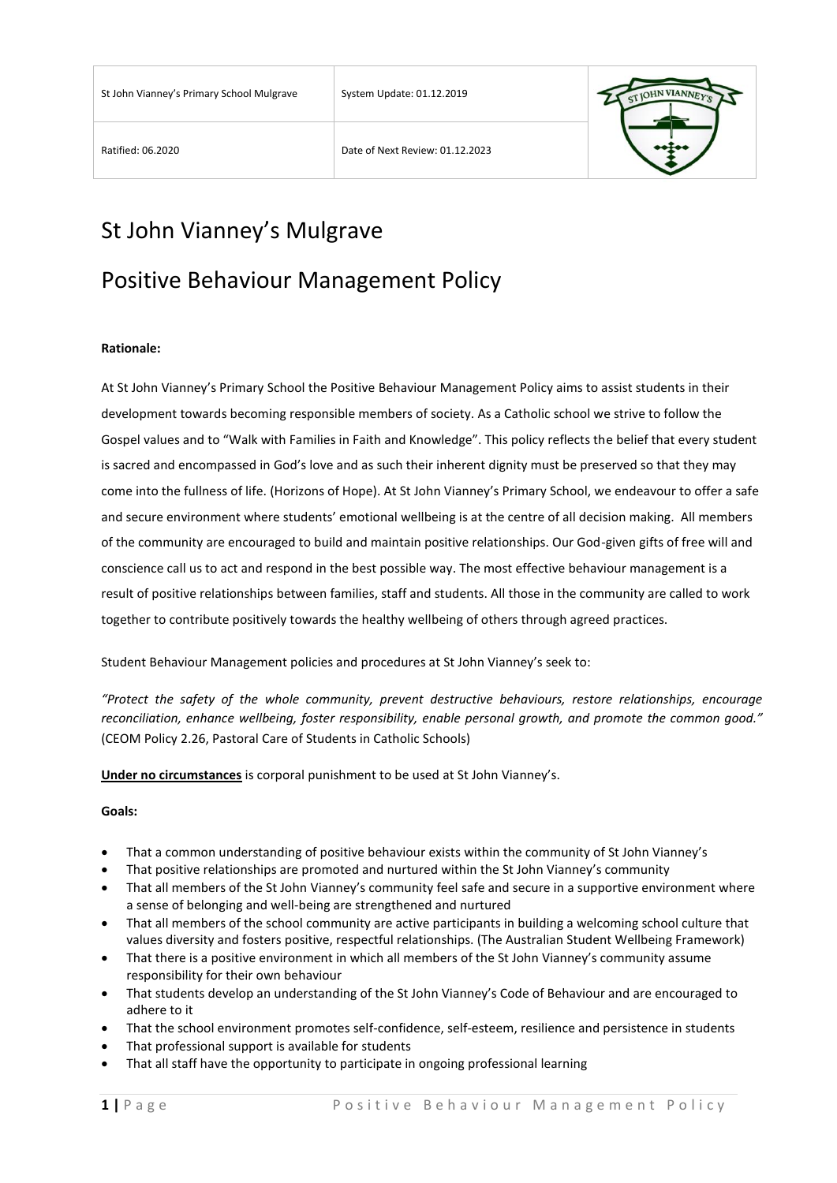| St John Vianney's Primary School Mulgrave | System Update: 01.12.2019 | |
|---|---|---|
| Ratified: 06.2020 | Date of Next Review: 01.12.2023 | |

# St John Vianney's Mulgrave

# Positive Behaviour Management Policy

**Rationale:**

At St John Vianney's Primary School the Positive Behaviour Management Policy aims to assist students in their development towards becoming responsible members of society. As a Catholic school we strive to follow the Gospel values and to "Walk with Families in Faith and Knowledge". This policy reflects the belief that every student is sacred and encompassed in God's love and as such their inherent dignity must be preserved so that they may come into the fullness of life. (Horizons of Hope). At St John Vianney's Primary School, we endeavour to offer a safe and secure environment where students' emotional wellbeing is at the centre of all decision making. All members of the community are encouraged to build and maintain positive relationships. Our God-given gifts of free will and conscience call us to act and respond in the best possible way. The most effective behaviour management is a result of positive relationships between families, staff and students. All those in the community are called to work together to contribute positively towards the healthy wellbeing of others through agreed practices.

Student Behaviour Management policies and procedures at St John Vianney's seek to:

*"Protect the safety of the whole community, prevent destructive behaviours, restore relationships, encourage reconciliation, enhance wellbeing, foster responsibility, enable personal growth, and promote the common good."* (CEOM Policy 2.26, Pastoral Care of Students in Catholic Schools)

**Under no circumstances** is corporal punishment to be used at St John Vianney's.

**Goals:**

- That a common understanding of positive behaviour exists within the community of St John Vianney's
- That positive relationships are promoted and nurtured within the St John Vianney's community
- That all members of the St John Vianney's community feel safe and secure in a supportive environment where a sense of belonging and well-being are strengthened and nurtured
- That all members of the school community are active participants in building a welcoming school culture that values diversity and fosters positive, respectful relationships. (The Australian Student Wellbeing Framework)
- That there is a positive environment in which all members of the St John Vianney's community assume responsibility for their own behaviour
- That students develop an understanding of the St John Vianney's Code of Behaviour and are encouraged to adhere to it
- That the school environment promotes self-confidence, self-esteem, resilience and persistence in students
- That professional support is available for students
- That all staff have the opportunity to participate in ongoing professional learning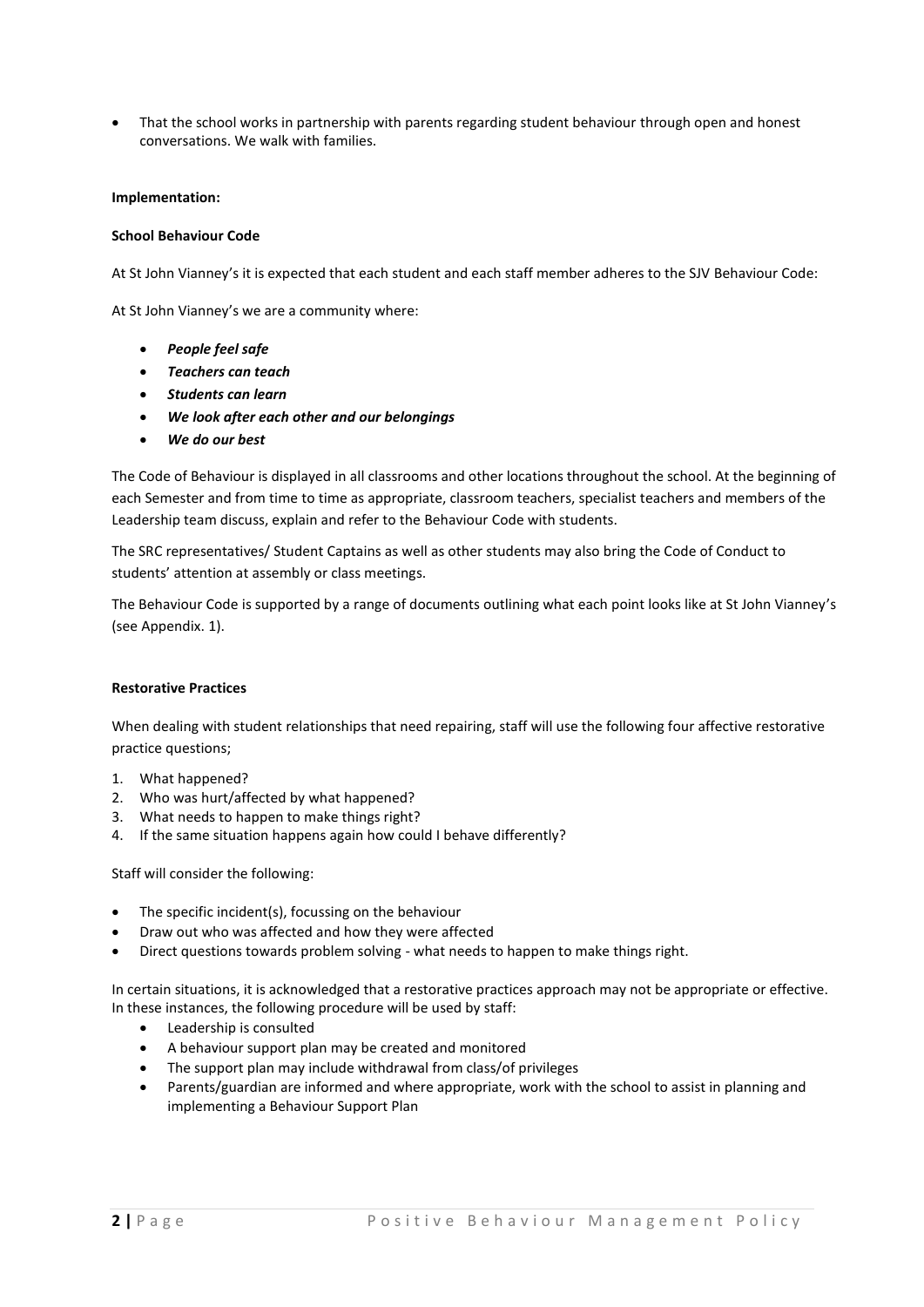- That the school works in partnership with parents regarding student behaviour through open and honest conversations. We walk with families.

**Implementation:**

**School Behaviour Code**

At St John Vianney's it is expected that each student and each staff member adheres to the SJV Behaviour Code:

At St John Vianney's we are a community where:

- ***People feel safe***
- ***Teachers can teach***
- ***Students can learn***
- ***We look after each other and our belongings***
- ***We do our best***

The Code of Behaviour is displayed in all classrooms and other locations throughout the school. At the beginning of each Semester and from time to time as appropriate, classroom teachers, specialist teachers and members of the Leadership team discuss, explain and refer to the Behaviour Code with students.

The SRC representatives/ Student Captains as well as other students may also bring the Code of Conduct to students' attention at assembly or class meetings.

The Behaviour Code is supported by a range of documents outlining what each point looks like at St John Vianney's (see Appendix. 1).

**Restorative Practices**

When dealing with student relationships that need repairing, staff will use the following four affective restorative practice questions;

1. What happened?
2. Who was hurt/affected by what happened?
3. What needs to happen to make things right?
4. If the same situation happens again how could I behave differently?

Staff will consider the following:

- The specific incident(s), focussing on the behaviour
- Draw out who was affected and how they were affected
- Direct questions towards problem solving - what needs to happen to make things right.

In certain situations, it is acknowledged that a restorative practices approach may not be appropriate or effective. In these instances, the following procedure will be used by staff:

- Leadership is consulted
- A behaviour support plan may be created and monitored
- The support plan may include withdrawal from class/of privileges
- Parents/guardian are informed and where appropriate, work with the school to assist in planning and implementing a Behaviour Support Plan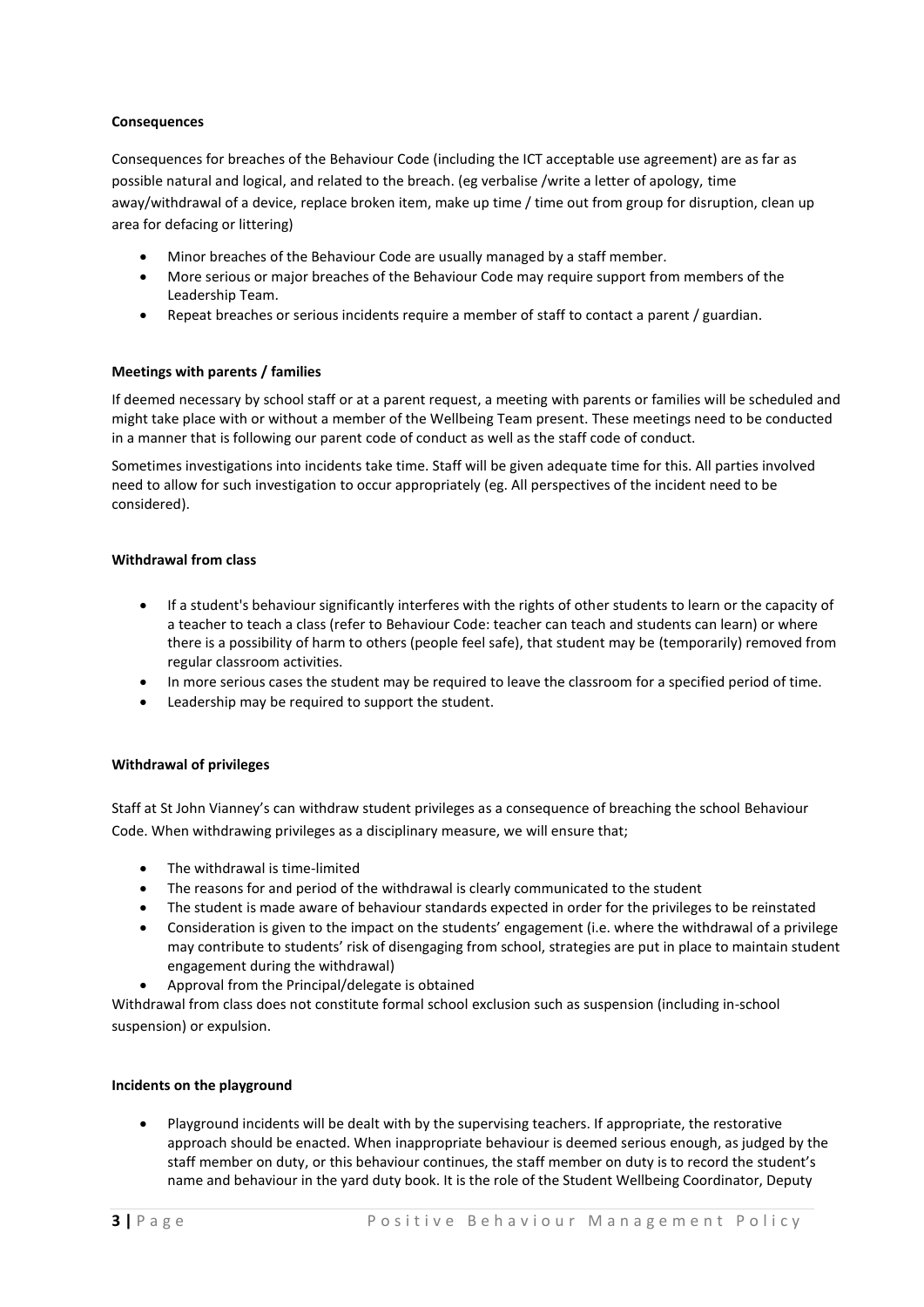**Consequences**

Consequences for breaches of the Behaviour Code (including the ICT acceptable use agreement) are as far as possible natural and logical, and related to the breach. (eg verbalise /write a letter of apology, time away/withdrawal of a device, replace broken item, make up time / time out from group for disruption, clean up area for defacing or littering)

- Minor breaches of the Behaviour Code are usually managed by a staff member.
- More serious or major breaches of the Behaviour Code may require support from members of the Leadership Team.
- Repeat breaches or serious incidents require a member of staff to contact a parent / guardian.

**Meetings with parents / families**

If deemed necessary by school staff or at a parent request, a meeting with parents or families will be scheduled and might take place with or without a member of the Wellbeing Team present. These meetings need to be conducted in a manner that is following our parent code of conduct as well as the staff code of conduct.

Sometimes investigations into incidents take time. Staff will be given adequate time for this. All parties involved need to allow for such investigation to occur appropriately (eg. All perspectives of the incident need to be considered).

**Withdrawal from class**

- If a student's behaviour significantly interferes with the rights of other students to learn or the capacity of a teacher to teach a class (refer to Behaviour Code: teacher can teach and students can learn) or where there is a possibility of harm to others (people feel safe), that student may be (temporarily) removed from regular classroom activities.
- In more serious cases the student may be required to leave the classroom for a specified period of time.
- Leadership may be required to support the student.

**Withdrawal of privileges**

Staff at St John Vianney's can withdraw student privileges as a consequence of breaching the school Behaviour Code. When withdrawing privileges as a disciplinary measure, we will ensure that;

- The withdrawal is time-limited
- The reasons for and period of the withdrawal is clearly communicated to the student
- The student is made aware of behaviour standards expected in order for the privileges to be reinstated
- Consideration is given to the impact on the students' engagement (i.e. where the withdrawal of a privilege may contribute to students' risk of disengaging from school, strategies are put in place to maintain student engagement during the withdrawal)
- Approval from the Principal/delegate is obtained

Withdrawal from class does not constitute formal school exclusion such as suspension (including in-school suspension) or expulsion.

**Incidents on the playground**

- Playground incidents will be dealt with by the supervising teachers. If appropriate, the restorative approach should be enacted. When inappropriate behaviour is deemed serious enough, as judged by the staff member on duty, or this behaviour continues, the staff member on duty is to record the student's name and behaviour in the yard duty book. It is the role of the Student Wellbeing Coordinator, Deputy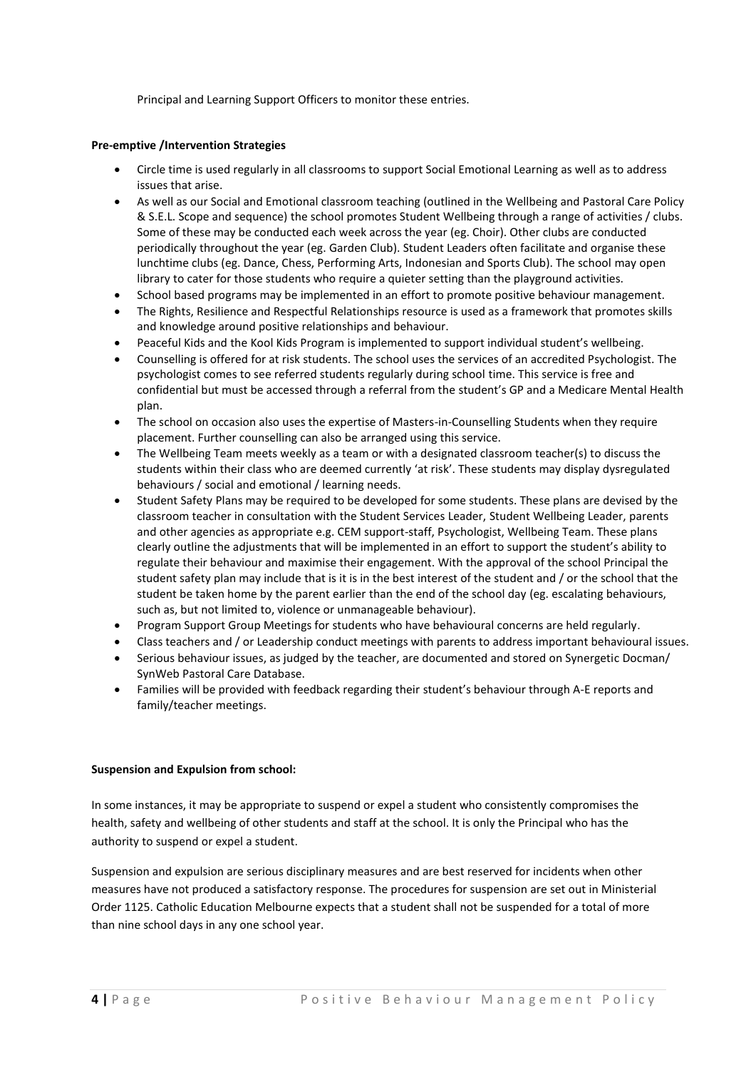Principal and Learning Support Officers to monitor these entries.

**Pre-emptive /Intervention Strategies**

- Circle time is used regularly in all classrooms to support Social Emotional Learning as well as to address issues that arise.
- As well as our Social and Emotional classroom teaching (outlined in the Wellbeing and Pastoral Care Policy & S.E.L. Scope and sequence) the school promotes Student Wellbeing through a range of activities / clubs. Some of these may be conducted each week across the year (eg. Choir). Other clubs are conducted periodically throughout the year (eg. Garden Club). Student Leaders often facilitate and organise these lunchtime clubs (eg. Dance, Chess, Performing Arts, Indonesian and Sports Club). The school may open library to cater for those students who require a quieter setting than the playground activities.
- School based programs may be implemented in an effort to promote positive behaviour management.
- The Rights, Resilience and Respectful Relationships resource is used as a framework that promotes skills and knowledge around positive relationships and behaviour.
- Peaceful Kids and the Kool Kids Program is implemented to support individual student's wellbeing.
- Counselling is offered for at risk students. The school uses the services of an accredited Psychologist. The psychologist comes to see referred students regularly during school time. This service is free and confidential but must be accessed through a referral from the student's GP and a Medicare Mental Health plan.
- The school on occasion also uses the expertise of Masters-in-Counselling Students when they require placement. Further counselling can also be arranged using this service.
- The Wellbeing Team meets weekly as a team or with a designated classroom teacher(s) to discuss the students within their class who are deemed currently 'at risk'. These students may display dysregulated behaviours / social and emotional / learning needs.
- Student Safety Plans may be required to be developed for some students. These plans are devised by the classroom teacher in consultation with the Student Services Leader, Student Wellbeing Leader, parents and other agencies as appropriate e.g. CEM support-staff, Psychologist, Wellbeing Team. These plans clearly outline the adjustments that will be implemented in an effort to support the student's ability to regulate their behaviour and maximise their engagement. With the approval of the school Principal the student safety plan may include that is it is in the best interest of the student and / or the school that the student be taken home by the parent earlier than the end of the school day (eg. escalating behaviours, such as, but not limited to, violence or unmanageable behaviour).
- Program Support Group Meetings for students who have behavioural concerns are held regularly.
- Class teachers and / or Leadership conduct meetings with parents to address important behavioural issues.
- Serious behaviour issues, as judged by the teacher, are documented and stored on Synergetic Docman/ SynWeb Pastoral Care Database.
- Families will be provided with feedback regarding their student's behaviour through A-E reports and family/teacher meetings.

**Suspension and Expulsion from school:**

In some instances, it may be appropriate to suspend or expel a student who consistently compromises the health, safety and wellbeing of other students and staff at the school. It is only the Principal who has the authority to suspend or expel a student.

Suspension and expulsion are serious disciplinary measures and are best reserved for incidents when other measures have not produced a satisfactory response. The procedures for suspension are set out in Ministerial Order 1125. Catholic Education Melbourne expects that a student shall not be suspended for a total of more than nine school days in any one school year.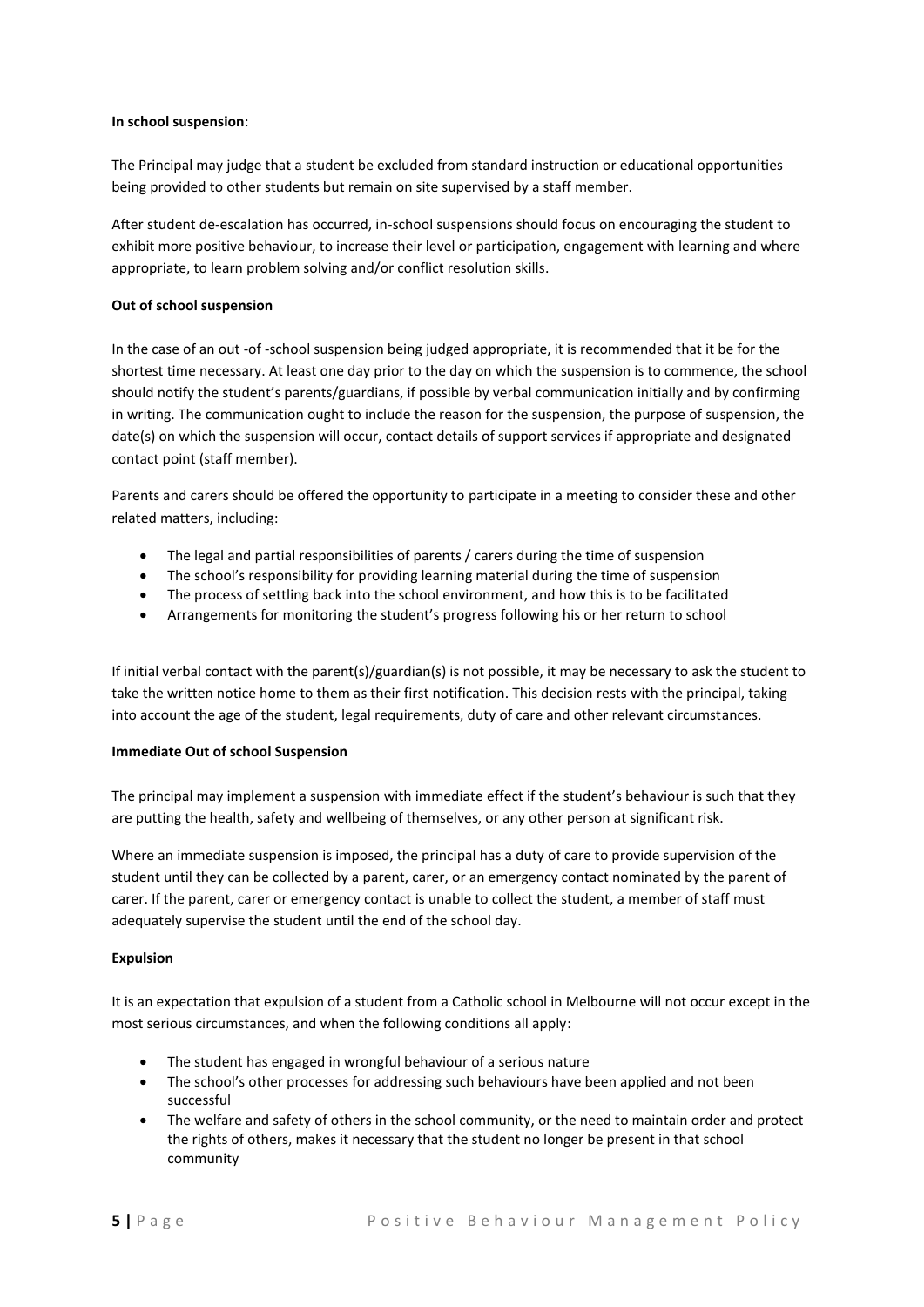**In school suspension**:

The Principal may judge that a student be excluded from standard instruction or educational opportunities being provided to other students but remain on site supervised by a staff member.

After student de-escalation has occurred, in-school suspensions should focus on encouraging the student to exhibit more positive behaviour, to increase their level or participation, engagement with learning and where appropriate, to learn problem solving and/or conflict resolution skills.

**Out of school suspension**

In the case of an out -of -school suspension being judged appropriate, it is recommended that it be for the shortest time necessary. At least one day prior to the day on which the suspension is to commence, the school should notify the student's parents/guardians, if possible by verbal communication initially and by confirming in writing. The communication ought to include the reason for the suspension, the purpose of suspension, the date(s) on which the suspension will occur, contact details of support services if appropriate and designated contact point (staff member).

Parents and carers should be offered the opportunity to participate in a meeting to consider these and other related matters, including:

- The legal and partial responsibilities of parents / carers during the time of suspension
- The school's responsibility for providing learning material during the time of suspension
- The process of settling back into the school environment, and how this is to be facilitated
- Arrangements for monitoring the student's progress following his or her return to school

If initial verbal contact with the parent(s)/guardian(s) is not possible, it may be necessary to ask the student to take the written notice home to them as their first notification. This decision rests with the principal, taking into account the age of the student, legal requirements, duty of care and other relevant circumstances.

**Immediate Out of school Suspension**

The principal may implement a suspension with immediate effect if the student's behaviour is such that they are putting the health, safety and wellbeing of themselves, or any other person at significant risk.

Where an immediate suspension is imposed, the principal has a duty of care to provide supervision of the student until they can be collected by a parent, carer, or an emergency contact nominated by the parent of carer. If the parent, carer or emergency contact is unable to collect the student, a member of staff must adequately supervise the student until the end of the school day.

**Expulsion**

It is an expectation that expulsion of a student from a Catholic school in Melbourne will not occur except in the most serious circumstances, and when the following conditions all apply:

- The student has engaged in wrongful behaviour of a serious nature
- The school's other processes for addressing such behaviours have been applied and not been successful
- The welfare and safety of others in the school community, or the need to maintain order and protect the rights of others, makes it necessary that the student no longer be present in that school community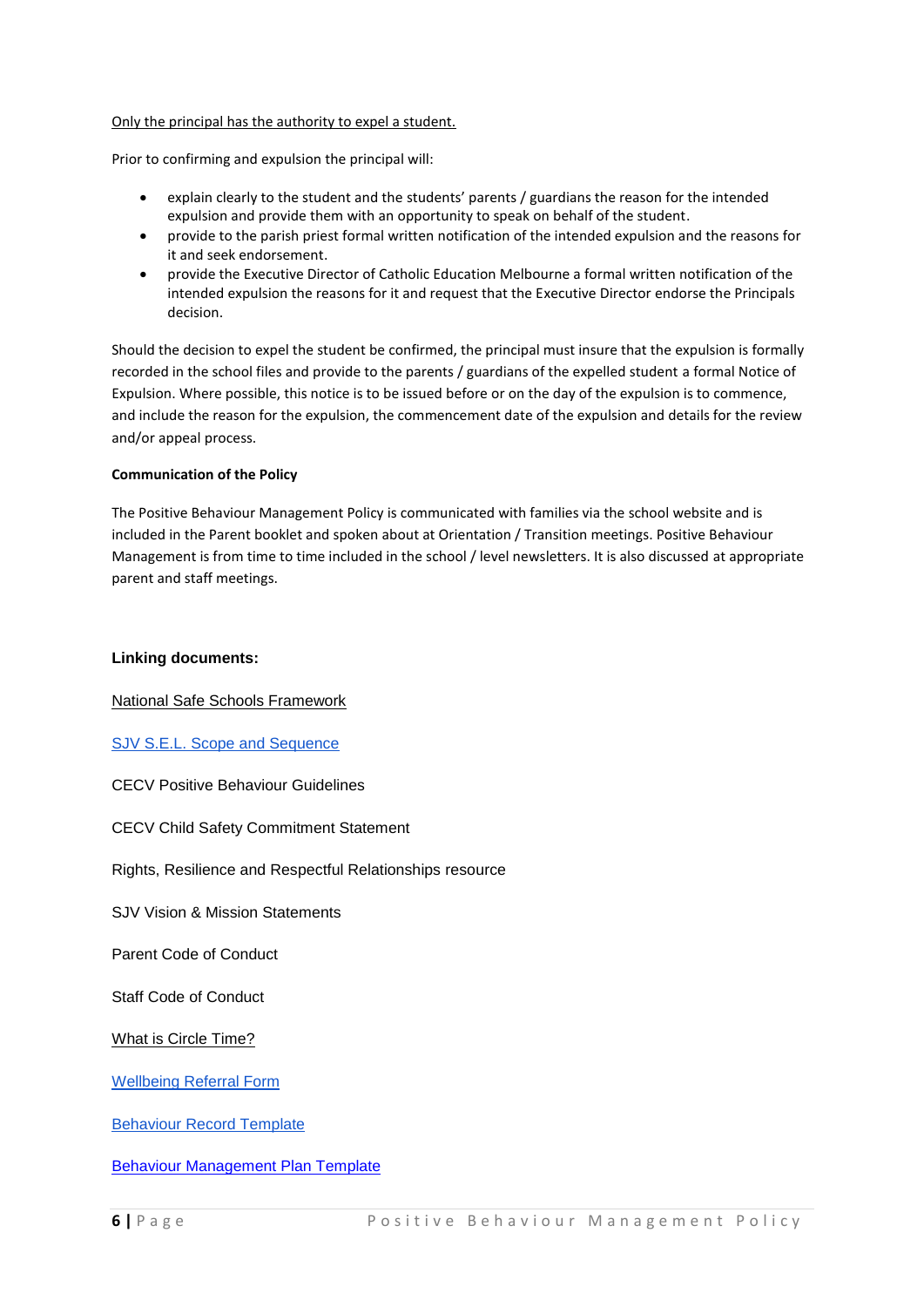Only the principal has the authority to expel a student.

Prior to confirming and expulsion the principal will:

- explain clearly to the student and the students' parents / guardians the reason for the intended expulsion and provide them with an opportunity to speak on behalf of the student.
- provide to the parish priest formal written notification of the intended expulsion and the reasons for it and seek endorsement.
- provide the Executive Director of Catholic Education Melbourne a formal written notification of the intended expulsion the reasons for it and request that the Executive Director endorse the Principals decision.

Should the decision to expel the student be confirmed, the principal must insure that the expulsion is formally recorded in the school files and provide to the parents / guardians of the expelled student a formal Notice of Expulsion. Where possible, this notice is to be issued before or on the day of the expulsion is to commence, and include the reason for the expulsion, the commencement date of the expulsion and details for the review and/or appeal process.

**Communication of the Policy**

The Positive Behaviour Management Policy is communicated with families via the school website and is included in the Parent booklet and spoken about at Orientation / Transition meetings. Positive Behaviour Management is from time to time included in the school / level newsletters. It is also discussed at appropriate parent and staff meetings.

**Linking documents:**

National Safe Schools Framework

SJV S.E.L. Scope and Sequence

CECV Positive Behaviour Guidelines

CECV Child Safety Commitment Statement

Rights, Resilience and Respectful Relationships resource

SJV Vision & Mission Statements

Parent Code of Conduct

Staff Code of Conduct

What is Circle Time?

Wellbeing Referral Form

Behaviour Record Template

Behaviour Management Plan Template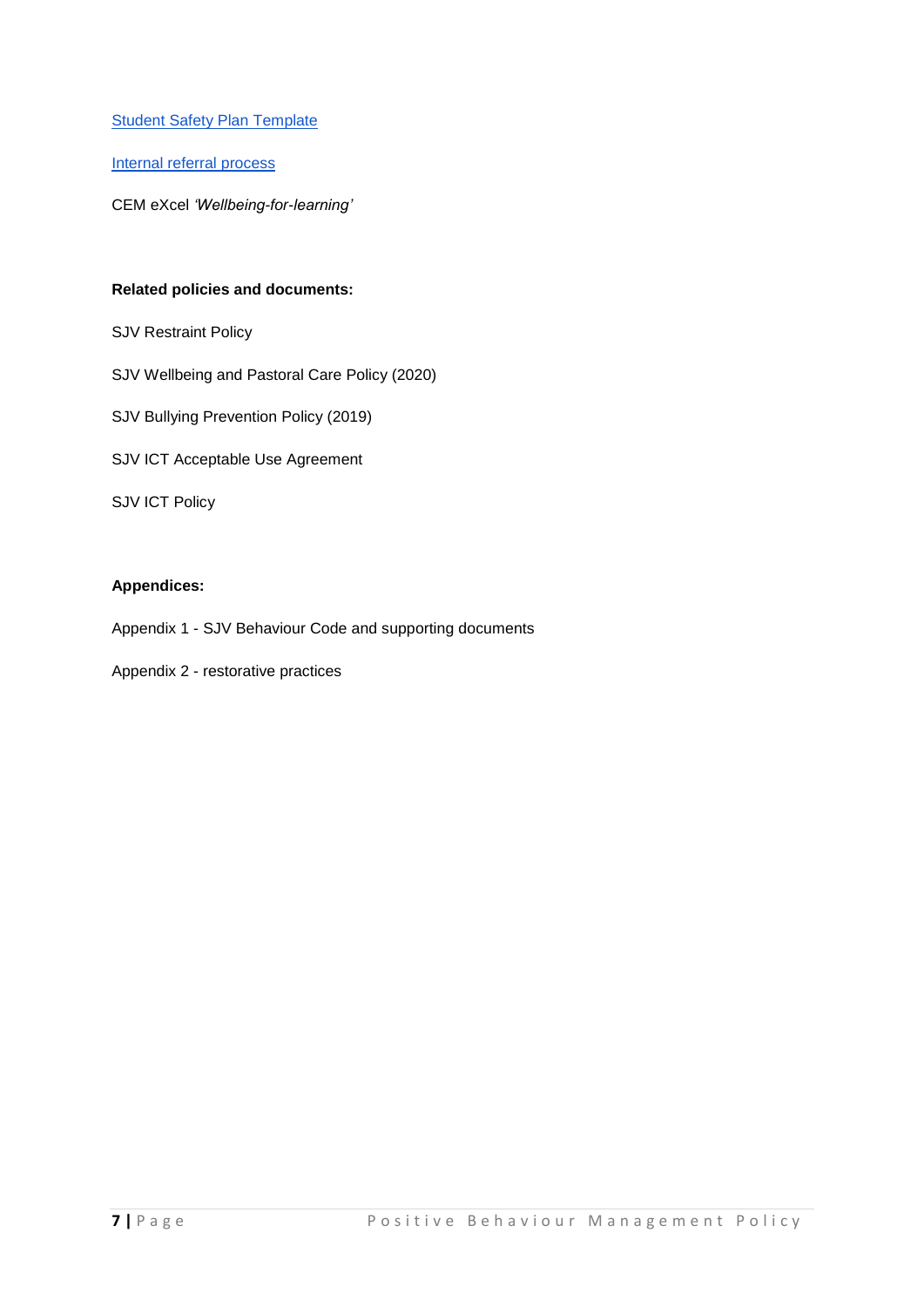[Student Safety Plan Template]

[Internal referral process]

CEM eXcel *'Wellbeing-for-learning'*

**Related policies and documents:**

SJV Restraint Policy

SJV Wellbeing and Pastoral Care Policy (2020)

SJV Bullying Prevention Policy (2019)

SJV ICT Acceptable Use Agreement

SJV ICT Policy

**Appendices:**

Appendix 1 - SJV Behaviour Code and supporting documents

Appendix 2 - restorative practices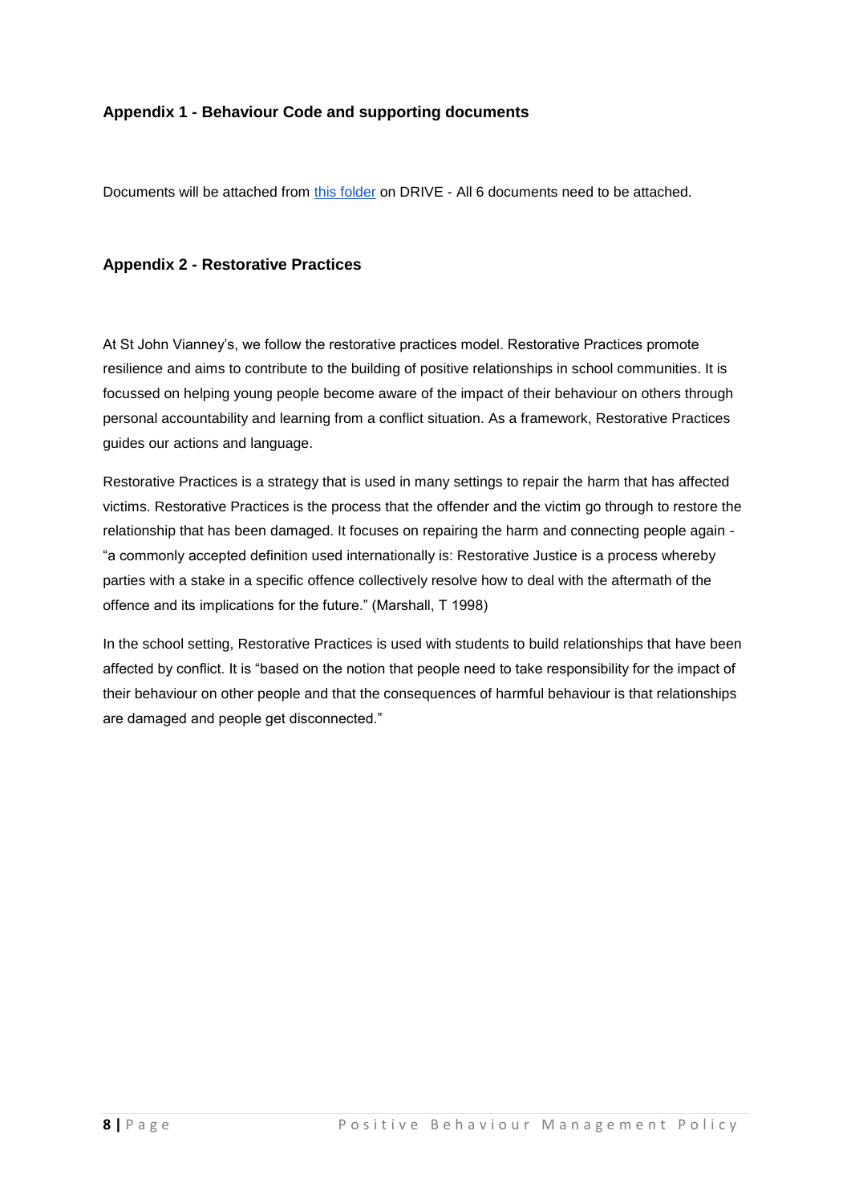### Appendix 1 - Behaviour Code and supporting documents

Documents will be attached from this folder on DRIVE - All 6 documents need to be attached.

### Appendix 2 - Restorative Practices

At St John Vianney's, we follow the restorative practices model. Restorative Practices promote resilience and aims to contribute to the building of positive relationships in school communities. It is focussed on helping young people become aware of the impact of their behaviour on others through personal accountability and learning from a conflict situation. As a framework, Restorative Practices guides our actions and language.

Restorative Practices is a strategy that is used in many settings to repair the harm that has affected victims. Restorative Practices is the process that the offender and the victim go through to restore the relationship that has been damaged. It focuses on repairing the harm and connecting people again - "a commonly accepted definition used internationally is: Restorative Justice is a process whereby parties with a stake in a specific offence collectively resolve how to deal with the aftermath of the offence and its implications for the future." (Marshall, T 1998)

In the school setting, Restorative Practices is used with students to build relationships that have been affected by conflict. It is "based on the notion that people need to take responsibility for the impact of their behaviour on other people and that the consequences of harmful behaviour is that relationships are damaged and people get disconnected."